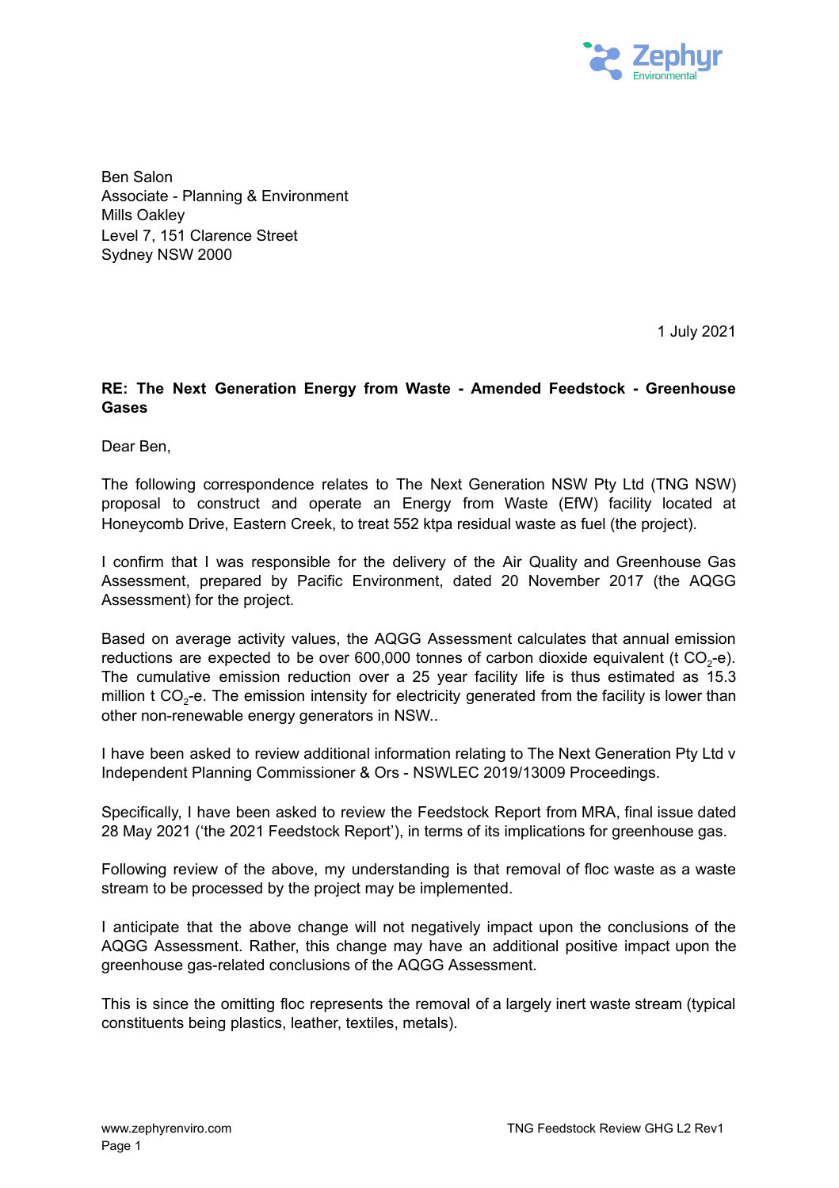Ben Salon
Associate - Planning & Environment
Mills Oakley
Level 7, 151 Clarence Street
Sydney NSW 2000

1 July 2021

**RE: The Next Generation Energy from Waste - Amended Feedstock - Greenhouse Gases**

Dear Ben,

The following correspondence relates to The Next Generation NSW Pty Ltd (TNG NSW) proposal to construct and operate an Energy from Waste (EfW) facility located at Honeycomb Drive, Eastern Creek, to treat 552 ktpa residual waste as fuel (the project).

I confirm that I was responsible for the delivery of the Air Quality and Greenhouse Gas Assessment, prepared by Pacific Environment, dated 20 November 2017 (the AQGG Assessment) for the project.

Based on average activity values, the AQGG Assessment calculates that annual emission reductions are expected to be over 600,000 tonnes of carbon dioxide equivalent (t $CO_2$-e). The cumulative emission reduction over a 25 year facility life is thus estimated as 15.3 million t $CO_2$-e. The emission intensity for electricity generated from the facility is lower than other non-renewable energy generators in NSW..

I have been asked to review additional information relating to The Next Generation Pty Ltd v Independent Planning Commissioner & Ors - NSWLEC 2019/13009 Proceedings.

Specifically, I have been asked to review the Feedstock Report from MRA, final issue dated 28 May 2021 ('the 2021 Feedstock Report'), in terms of its implications for greenhouse gas.

Following review of the above, my understanding is that removal of floc waste as a waste stream to be processed by the project may be implemented.

I anticipate that the above change will not negatively impact upon the conclusions of the AQGG Assessment. Rather, this change may have an additional positive impact upon the greenhouse gas-related conclusions of the AQGG Assessment.

This is since the omitting floc represents the removal of a largely inert waste stream (typical constituents being plastics, leather, textiles, metals).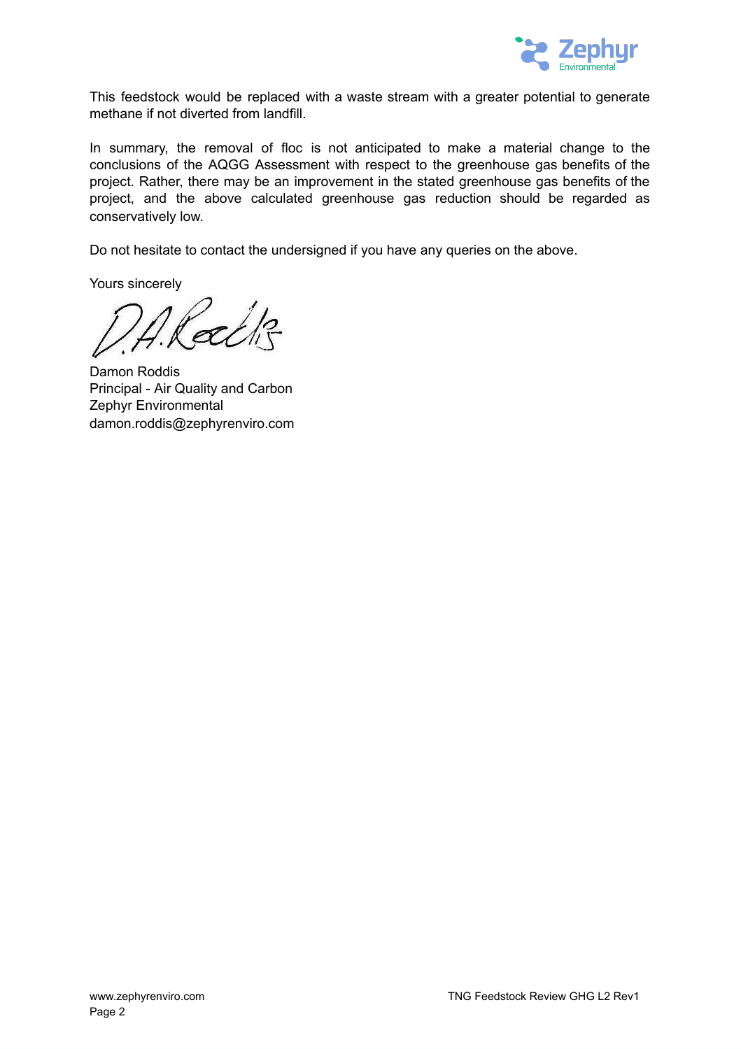This feedstock would be replaced with a waste stream with a greater potential to generate methane if not diverted from landfill.

In summary, the removal of floc is not anticipated to make a material change to the conclusions of the AQGG Assessment with respect to the greenhouse gas benefits of the project. Rather, there may be an improvement in the stated greenhouse gas benefits of the project, and the above calculated greenhouse gas reduction should be regarded as conservatively low.

Do not hesitate to contact the undersigned if you have any queries on the above.

Yours sincerely

Damon Roddis
Principal - Air Quality and Carbon
Zephyr Environmental
damon.roddis@zephyrenviro.com